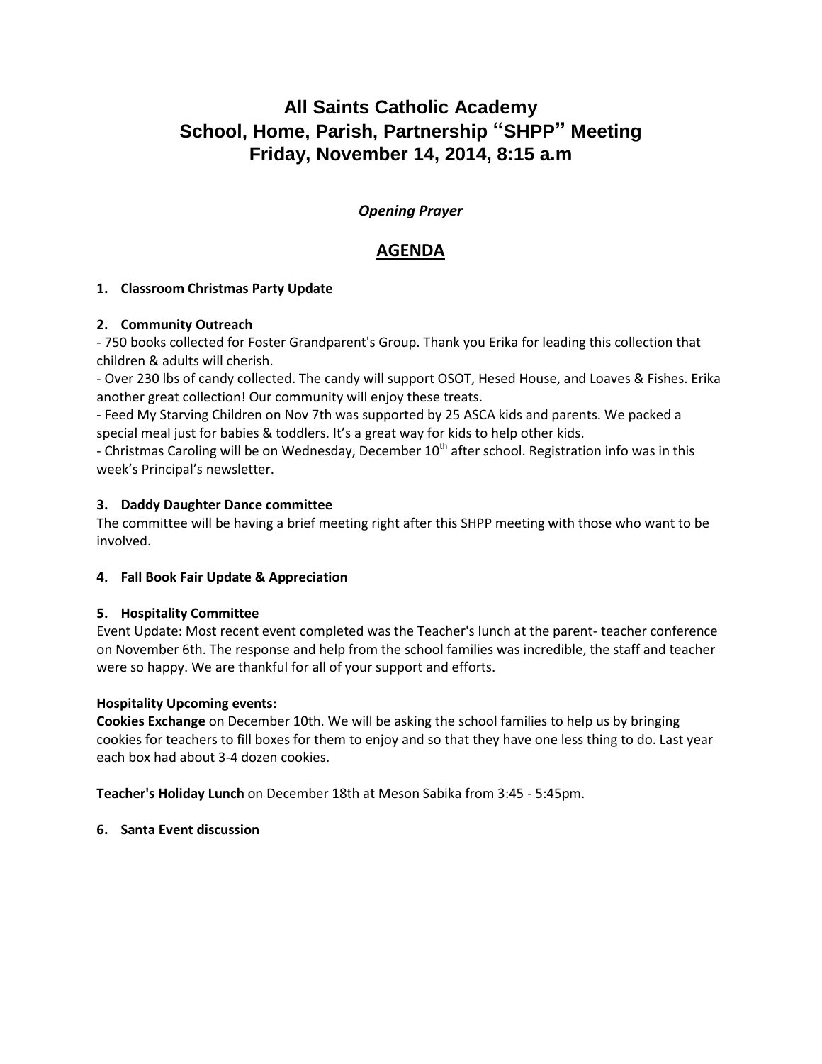# All Saints Catholic Academy
# School, Home, Parish, Partnership "SHPP" Meeting
# Friday, November 14, 2014, 8:15 a.m

*Opening Prayer*

## AGENDA

**1. Classroom Christmas Party Update**

**2. Community Outreach**

- 750 books collected for Foster Grandparent's Group. Thank you Erika for leading this collection that children & adults will cherish.
- Over 230 lbs of candy collected. The candy will support OSOT, Hesed House, and Loaves & Fishes. Erika another great collection! Our community will enjoy these treats.
- Feed My Starving Children on Nov 7th was supported by 25 ASCA kids and parents. We packed a special meal just for babies & toddlers. It's a great way for kids to help other kids.
- Christmas Caroling will be on Wednesday, December 10th after school. Registration info was in this week's Principal's newsletter.

**3. Daddy Daughter Dance committee**

The committee will be having a brief meeting right after this SHPP meeting with those who want to be involved.

**4. Fall Book Fair Update & Appreciation**

**5. Hospitality Committee**

Event Update: Most recent event completed was the Teacher's lunch at the parent- teacher conference on November 6th. The response and help from the school families was incredible, the staff and teacher were so happy. We are thankful for all of your support and efforts.

**Hospitality Upcoming events:**

**Cookies Exchange** on December 10th. We will be asking the school families to help us by bringing cookies for teachers to fill boxes for them to enjoy and so that they have one less thing to do. Last year each box had about 3-4 dozen cookies.

**Teacher's Holiday Lunch** on December 18th at Meson Sabika from 3:45 - 5:45pm.

**6. Santa Event discussion**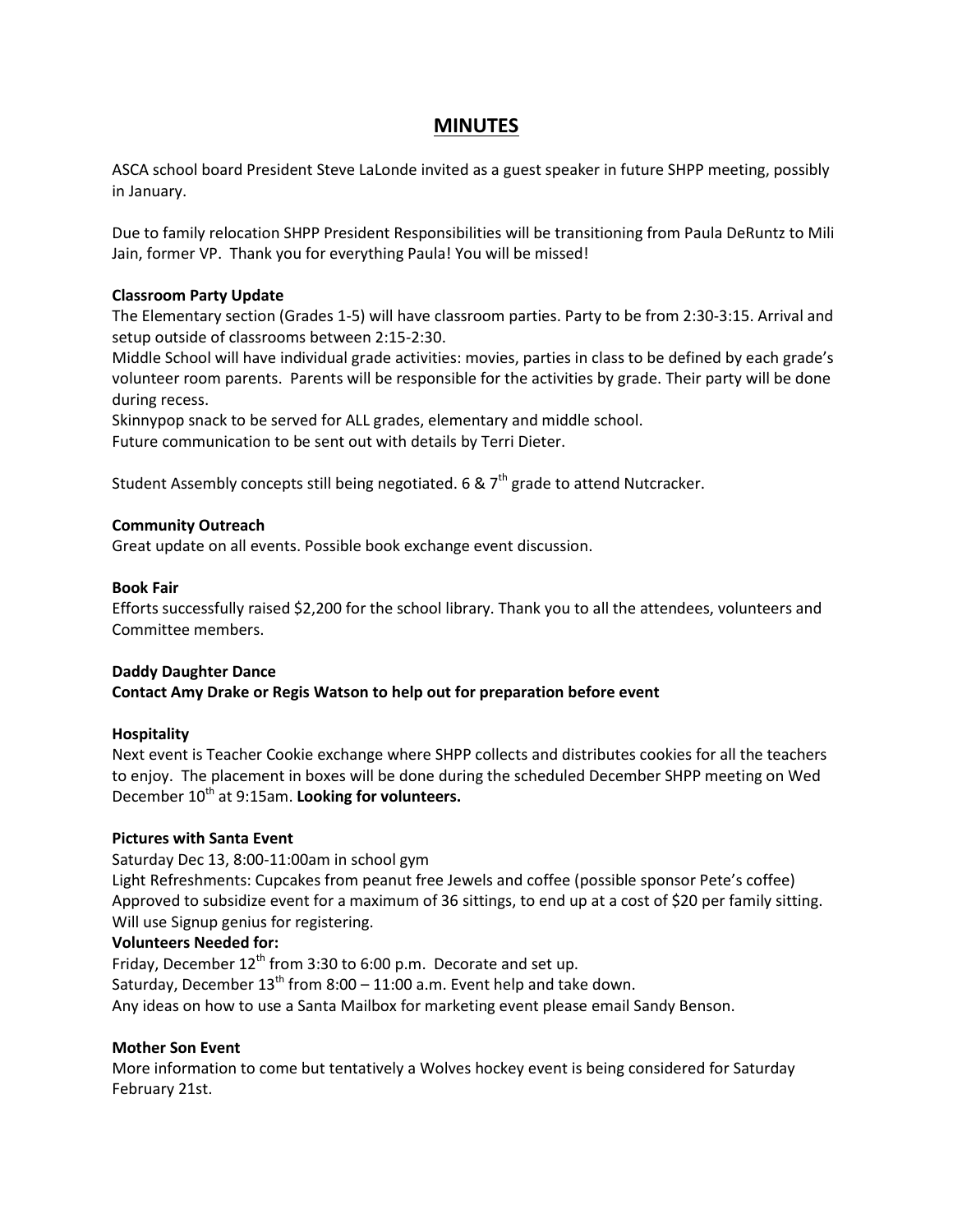# MINUTES

ASCA school board President Steve LaLonde invited as a guest speaker in future SHPP meeting, possibly in January.

Due to family relocation SHPP President Responsibilities will be transitioning from Paula DeRuntz to Mili Jain, former VP. Thank you for everything Paula! You will be missed!

**Classroom Party Update**

The Elementary section (Grades 1-5) will have classroom parties. Party to be from 2:30-3:15. Arrival and setup outside of classrooms between 2:15-2:30.

Middle School will have individual grade activities: movies, parties in class to be defined by each grade's volunteer room parents. Parents will be responsible for the activities by grade. Their party will be done during recess.

Skinnypop snack to be served for ALL grades, elementary and middle school.

Future communication to be sent out with details by Terri Dieter.

Student Assembly concepts still being negotiated. 6 & 7th grade to attend Nutcracker.

**Community Outreach**

Great update on all events. Possible book exchange event discussion.

**Book Fair**

Efforts successfully raised $2,200 for the school library. Thank you to all the attendees, volunteers and Committee members.

**Daddy Daughter Dance**

**Contact Amy Drake or Regis Watson to help out for preparation before event**

**Hospitality**

Next event is Teacher Cookie exchange where SHPP collects and distributes cookies for all the teachers to enjoy. The placement in boxes will be done during the scheduled December SHPP meeting on Wed December 10th at 9:15am. **Looking for volunteers.**

**Pictures with Santa Event**

Saturday Dec 13, 8:00-11:00am in school gym

Light Refreshments: Cupcakes from peanut free Jewels and coffee (possible sponsor Pete's coffee)

Approved to subsidize event for a maximum of 36 sittings, to end up at a cost of $20 per family sitting.

Will use Signup genius for registering.

**Volunteers Needed for:**

Friday, December 12th from 3:30 to 6:00 p.m. Decorate and set up.

Saturday, December 13th from 8:00 – 11:00 a.m. Event help and take down.

Any ideas on how to use a Santa Mailbox for marketing event please email Sandy Benson.

**Mother Son Event**

More information to come but tentatively a Wolves hockey event is being considered for Saturday February 21st.